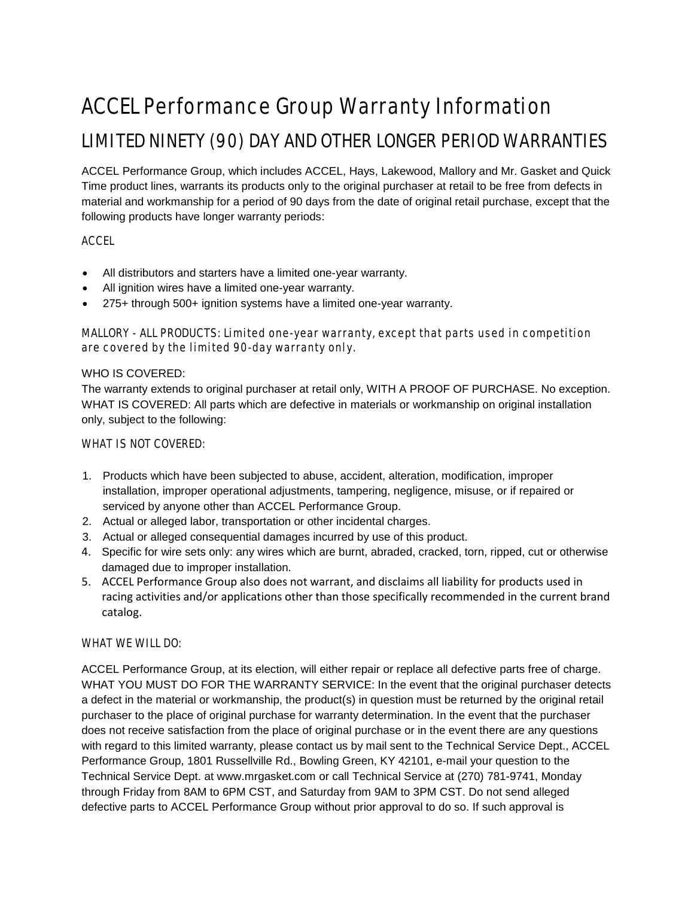# ACCEL Performance Group Warranty Information

## LIMITED NINETY (90) DAY AND OTHER LONGER PERIOD WARRANTIES

ACCEL Performance Group, which includes ACCEL, Hays, Lakewood, Mallory and Mr. Gasket and Quick Time product lines, warrants its products only to the original purchaser at retail to be free from defects in material and workmanship for a period of 90 days from the date of original retail purchase, except that the following products have longer warranty periods:

### ACCEL

- All distributors and starters have a limited one-year warranty.
- All ignition wires have a limited one-year warranty.
- 275+ through 500+ ignition systems have a limited one-year warranty.

### MALLORY - ALL PRODUCTS: Limited one-year warranty, except that parts used in competition are covered by the limited 90-day warranty only.

WHO IS COVERED:
The warranty extends to original purchaser at retail only, WITH A PROOF OF PURCHASE. No exception.
WHAT IS COVERED: All parts which are defective in materials or workmanship on original installation only, subject to the following:

### WHAT IS NOT COVERED:

1. Products which have been subjected to abuse, accident, alteration, modification, improper installation, improper operational adjustments, tampering, negligence, misuse, or if repaired or serviced by anyone other than ACCEL Performance Group.
2. Actual or alleged labor, transportation or other incidental charges.
3. Actual or alleged consequential damages incurred by use of this product.
4. Specific for wire sets only: any wires which are burnt, abraded, cracked, torn, ripped, cut or otherwise damaged due to improper installation.
5. ACCEL Performance Group also does not warrant, and disclaims all liability for products used in racing activities and/or applications other than those specifically recommended in the current brand catalog.

### WHAT WE WILL DO:

ACCEL Performance Group, at its election, will either repair or replace all defective parts free of charge.
WHAT YOU MUST DO FOR THE WARRANTY SERVICE: In the event that the original purchaser detects a defect in the material or workmanship, the product(s) in question must be returned by the original retail purchaser to the place of original purchase for warranty determination. In the event that the purchaser does not receive satisfaction from the place of original purchase or in the event there are any questions with regard to this limited warranty, please contact us by mail sent to the Technical Service Dept., ACCEL Performance Group, 1801 Russellville Rd., Bowling Green, KY 42101, e-mail your question to the Technical Service Dept. at www.mrgasket.com or call Technical Service at (270) 781-9741, Monday through Friday from 8AM to 6PM CST, and Saturday from 9AM to 3PM CST. Do not send alleged defective parts to ACCEL Performance Group without prior approval to do so. If such approval is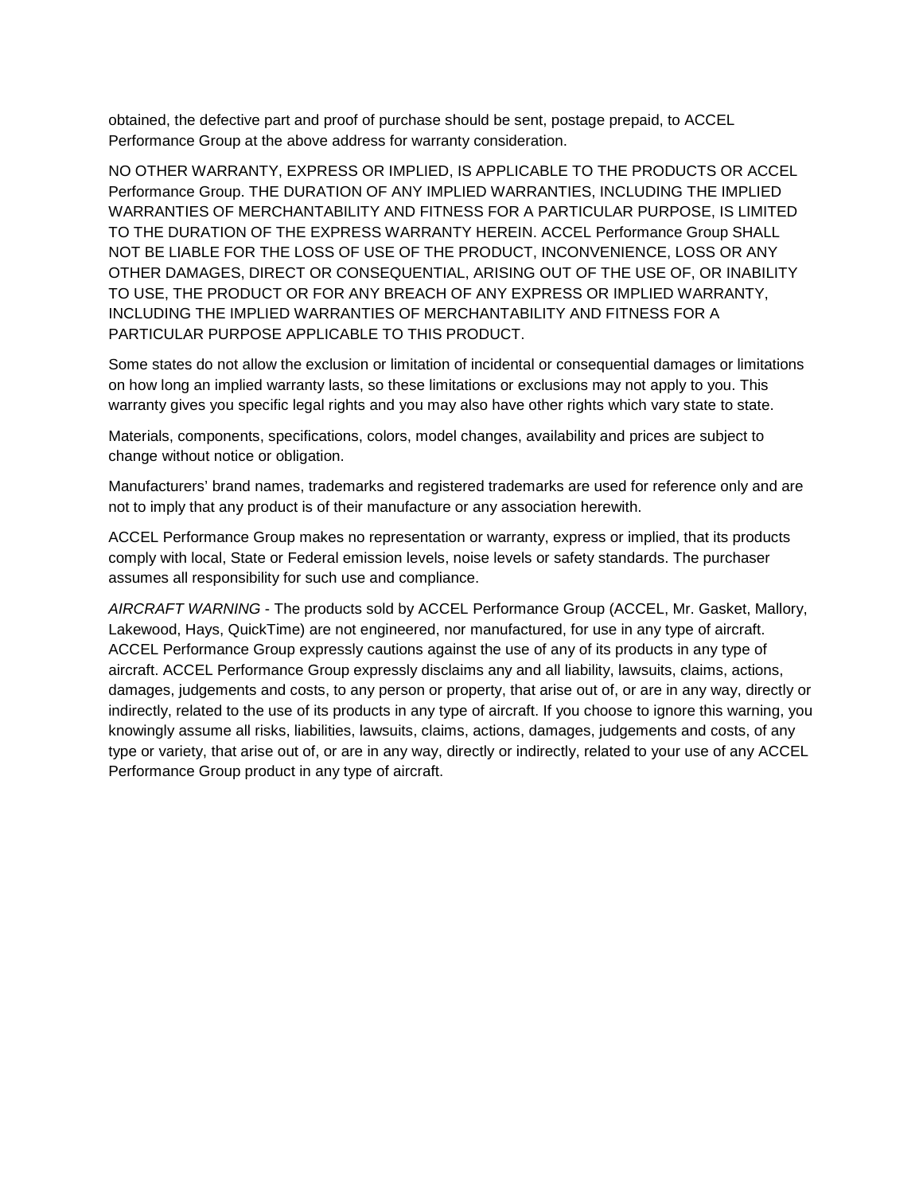obtained, the defective part and proof of purchase should be sent, postage prepaid, to ACCEL Performance Group at the above address for warranty consideration.

NO OTHER WARRANTY, EXPRESS OR IMPLIED, IS APPLICABLE TO THE PRODUCTS OR ACCEL Performance Group. THE DURATION OF ANY IMPLIED WARRANTIES, INCLUDING THE IMPLIED WARRANTIES OF MERCHANTABILITY AND FITNESS FOR A PARTICULAR PURPOSE, IS LIMITED TO THE DURATION OF THE EXPRESS WARRANTY HEREIN. ACCEL Performance Group SHALL NOT BE LIABLE FOR THE LOSS OF USE OF THE PRODUCT, INCONVENIENCE, LOSS OR ANY OTHER DAMAGES, DIRECT OR CONSEQUENTIAL, ARISING OUT OF THE USE OF, OR INABILITY TO USE, THE PRODUCT OR FOR ANY BREACH OF ANY EXPRESS OR IMPLIED WARRANTY, INCLUDING THE IMPLIED WARRANTIES OF MERCHANTABILITY AND FITNESS FOR A PARTICULAR PURPOSE APPLICABLE TO THIS PRODUCT.

Some states do not allow the exclusion or limitation of incidental or consequential damages or limitations on how long an implied warranty lasts, so these limitations or exclusions may not apply to you. This warranty gives you specific legal rights and you may also have other rights which vary state to state.

Materials, components, specifications, colors, model changes, availability and prices are subject to change without notice or obligation.

Manufacturers' brand names, trademarks and registered trademarks are used for reference only and are not to imply that any product is of their manufacture or any association herewith.

ACCEL Performance Group makes no representation or warranty, express or implied, that its products comply with local, State or Federal emission levels, noise levels or safety standards. The purchaser assumes all responsibility for such use and compliance.

*AIRCRAFT WARNING* - The products sold by ACCEL Performance Group (ACCEL, Mr. Gasket, Mallory, Lakewood, Hays, QuickTime) are not engineered, nor manufactured, for use in any type of aircraft. ACCEL Performance Group expressly cautions against the use of any of its products in any type of aircraft. ACCEL Performance Group expressly disclaims any and all liability, lawsuits, claims, actions, damages, judgements and costs, to any person or property, that arise out of, or are in any way, directly or indirectly, related to the use of its products in any type of aircraft. If you choose to ignore this warning, you knowingly assume all risks, liabilities, lawsuits, claims, actions, damages, judgements and costs, of any type or variety, that arise out of, or are in any way, directly or indirectly, related to your use of any ACCEL Performance Group product in any type of aircraft.